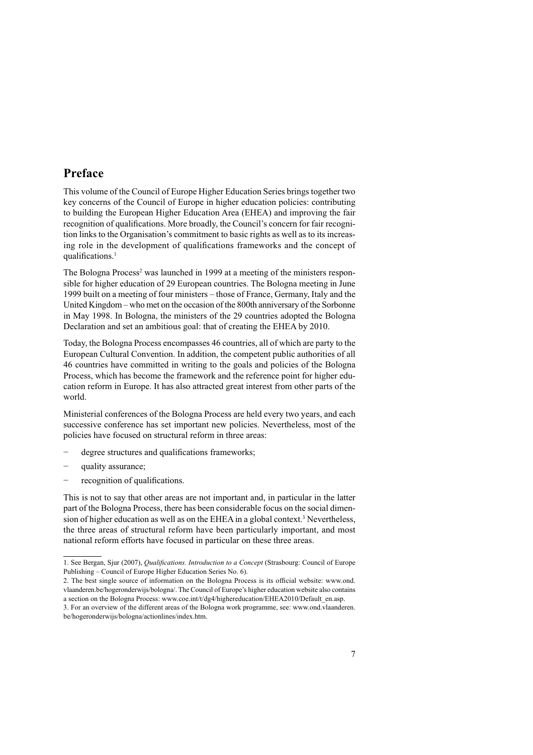# Preface

This volume of the Council of Europe Higher Education Series brings together two key concerns of the Council of Europe in higher education policies: contributing to building the European Higher Education Area (EHEA) and improving the fair recognition of qualifications. More broadly, the Council's concern for fair recognition links to the Organisation's commitment to basic rights as well as to its increasing role in the development of qualifications frameworks and the concept of qualifications.[1]

The Bologna Process[2] was launched in 1999 at a meeting of the ministers responsible for higher education of 29 European countries. The Bologna meeting in June 1999 built on a meeting of four ministers – those of France, Germany, Italy and the United Kingdom – who met on the occasion of the 800th anniversary of the Sorbonne in May 1998. In Bologna, the ministers of the 29 countries adopted the Bologna Declaration and set an ambitious goal: that of creating the EHEA by 2010.

Today, the Bologna Process encompasses 46 countries, all of which are party to the European Cultural Convention. In addition, the competent public authorities of all 46 countries have committed in writing to the goals and policies of the Bologna Process, which has become the framework and the reference point for higher education reform in Europe. It has also attracted great interest from other parts of the world.

Ministerial conferences of the Bologna Process are held every two years, and each successive conference has set important new policies. Nevertheless, most of the policies have focused on structural reform in three areas:

- degree structures and qualifications frameworks;
- quality assurance;
- recognition of qualifications.

This is not to say that other areas are not important and, in particular in the latter part of the Bologna Process, there has been considerable focus on the social dimension of higher education as well as on the EHEA in a global context.[3] Nevertheless, the three areas of structural reform have been particularly important, and most national reform efforts have focused in particular on these three areas.

1. See Bergan, Sjur (2007), *Qualifications. Introduction to a Concept* (Strasbourg: Council of Europe Publishing – Council of Europe Higher Education Series No. 6).

2. The best single source of information on the Bologna Process is its official website: www.ond.vlaanderen.be/hogeronderwijs/bologna/. The Council of Europe's higher education website also contains a section on the Bologna Process: www.coe.int/t/dg4/highereducation/EHEA2010/Default_en.asp.

3. For an overview of the different areas of the Bologna work programme, see: www.ond.vlaanderen.be/hogeronderwijs/bologna/actionlines/index.htm.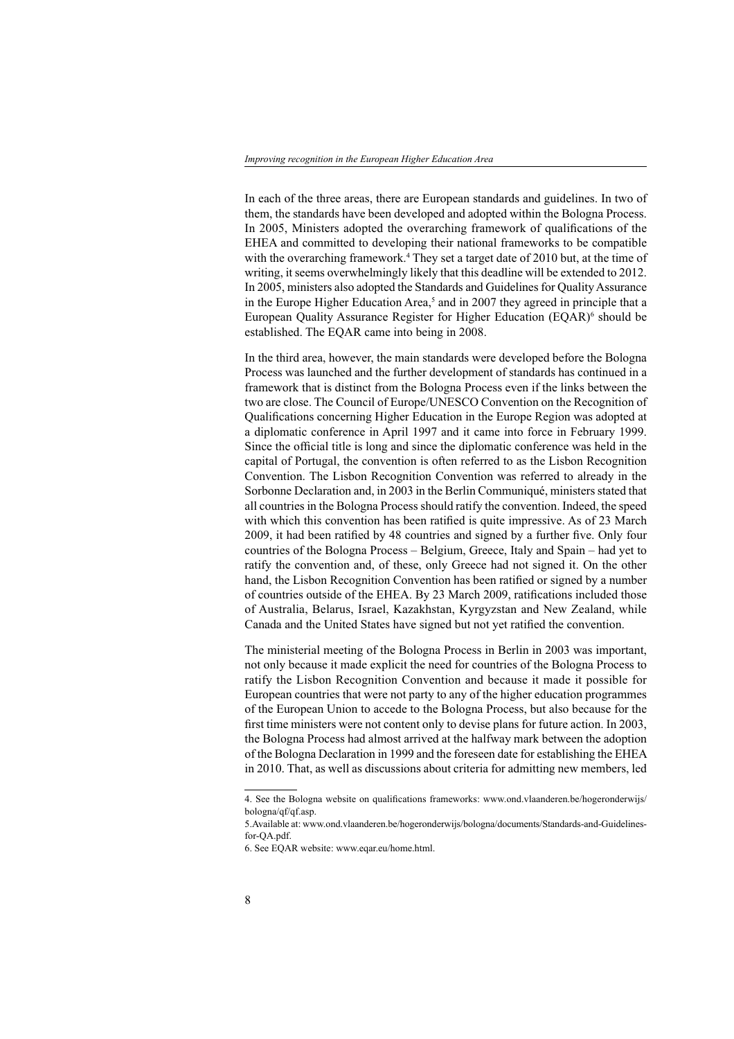In each of the three areas, there are European standards and guidelines. In two of them, the standards have been developed and adopted within the Bologna Process. In 2005, Ministers adopted the overarching framework of qualifications of the EHEA and committed to developing their national frameworks to be compatible with the overarching framework.[4] They set a target date of 2010 but, at the time of writing, it seems overwhelmingly likely that this deadline will be extended to 2012. In 2005, ministers also adopted the Standards and Guidelines for Quality Assurance in the Europe Higher Education Area,[5] and in 2007 they agreed in principle that a European Quality Assurance Register for Higher Education (EQAR)[6] should be established. The EQAR came into being in 2008.

In the third area, however, the main standards were developed before the Bologna Process was launched and the further development of standards has continued in a framework that is distinct from the Bologna Process even if the links between the two are close. The Council of Europe/UNESCO Convention on the Recognition of Qualifications concerning Higher Education in the Europe Region was adopted at a diplomatic conference in April 1997 and it came into force in February 1999. Since the official title is long and since the diplomatic conference was held in the capital of Portugal, the convention is often referred to as the Lisbon Recognition Convention. The Lisbon Recognition Convention was referred to already in the Sorbonne Declaration and, in 2003 in the Berlin Communiqué, ministers stated that all countries in the Bologna Process should ratify the convention. Indeed, the speed with which this convention has been ratified is quite impressive. As of 23 March 2009, it had been ratified by 48 countries and signed by a further five. Only four countries of the Bologna Process – Belgium, Greece, Italy and Spain – had yet to ratify the convention and, of these, only Greece had not signed it. On the other hand, the Lisbon Recognition Convention has been ratified or signed by a number of countries outside of the EHEA. By 23 March 2009, ratifications included those of Australia, Belarus, Israel, Kazakhstan, Kyrgyzstan and New Zealand, while Canada and the United States have signed but not yet ratified the convention.

The ministerial meeting of the Bologna Process in Berlin in 2003 was important, not only because it made explicit the need for countries of the Bologna Process to ratify the Lisbon Recognition Convention and because it made it possible for European countries that were not party to any of the higher education programmes of the European Union to accede to the Bologna Process, but also because for the first time ministers were not content only to devise plans for future action. In 2003, the Bologna Process had almost arrived at the halfway mark between the adoption of the Bologna Declaration in 1999 and the foreseen date for establishing the EHEA in 2010. That, as well as discussions about criteria for admitting new members, led

4. See the Bologna website on qualifications frameworks: www.ond.vlaanderen.be/hogeronderwijs/bologna/qf/qf.asp.

5. Available at: www.ond.vlaanderen.be/hogeronderwijs/bologna/documents/Standards-and-Guidelines-for-QA.pdf.

6. See EQAR website: www.eqar.eu/home.html.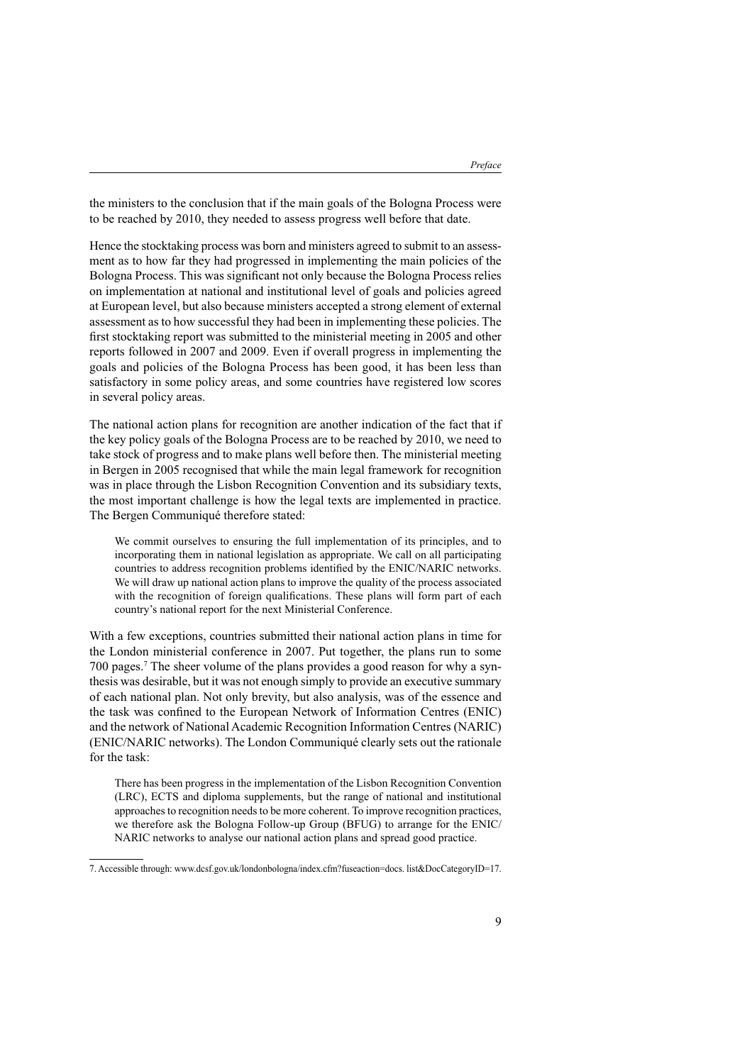the ministers to the conclusion that if the main goals of the Bologna Process were to be reached by 2010, they needed to assess progress well before that date.

Hence the stocktaking process was born and ministers agreed to submit to an assessment as to how far they had progressed in implementing the main policies of the Bologna Process. This was significant not only because the Bologna Process relies on implementation at national and institutional level of goals and policies agreed at European level, but also because ministers accepted a strong element of external assessment as to how successful they had been in implementing these policies. The first stocktaking report was submitted to the ministerial meeting in 2005 and other reports followed in 2007 and 2009. Even if overall progress in implementing the goals and policies of the Bologna Process has been good, it has been less than satisfactory in some policy areas, and some countries have registered low scores in several policy areas.

The national action plans for recognition are another indication of the fact that if the key policy goals of the Bologna Process are to be reached by 2010, we need to take stock of progress and to make plans well before then. The ministerial meeting in Bergen in 2005 recognised that while the main legal framework for recognition was in place through the Lisbon Recognition Convention and its subsidiary texts, the most important challenge is how the legal texts are implemented in practice. The Bergen Communiqué therefore stated:

> We commit ourselves to ensuring the full implementation of its principles, and to incorporating them in national legislation as appropriate. We call on all participating countries to address recognition problems identified by the ENIC/NARIC networks. We will draw up national action plans to improve the quality of the process associated with the recognition of foreign qualifications. These plans will form part of each country's national report for the next Ministerial Conference.

With a few exceptions, countries submitted their national action plans in time for the London ministerial conference in 2007. Put together, the plans run to some 700 pages.[7] The sheer volume of the plans provides a good reason for why a synthesis was desirable, but it was not enough simply to provide an executive summary of each national plan. Not only brevity, but also analysis, was of the essence and the task was confined to the European Network of Information Centres (ENIC) and the network of National Academic Recognition Information Centres (NARIC) (ENIC/NARIC networks). The London Communiqué clearly sets out the rationale for the task:

> There has been progress in the implementation of the Lisbon Recognition Convention (LRC), ECTS and diploma supplements, but the range of national and institutional approaches to recognition needs to be more coherent. To improve recognition practices, we therefore ask the Bologna Follow-up Group (BFUG) to arrange for the ENIC/NARIC networks to analyse our national action plans and spread good practice.

---

7. Accessible through: www.dcsf.gov.uk/londonbologna/index.cfm?fuseaction=docs. list&DocCategoryID=17.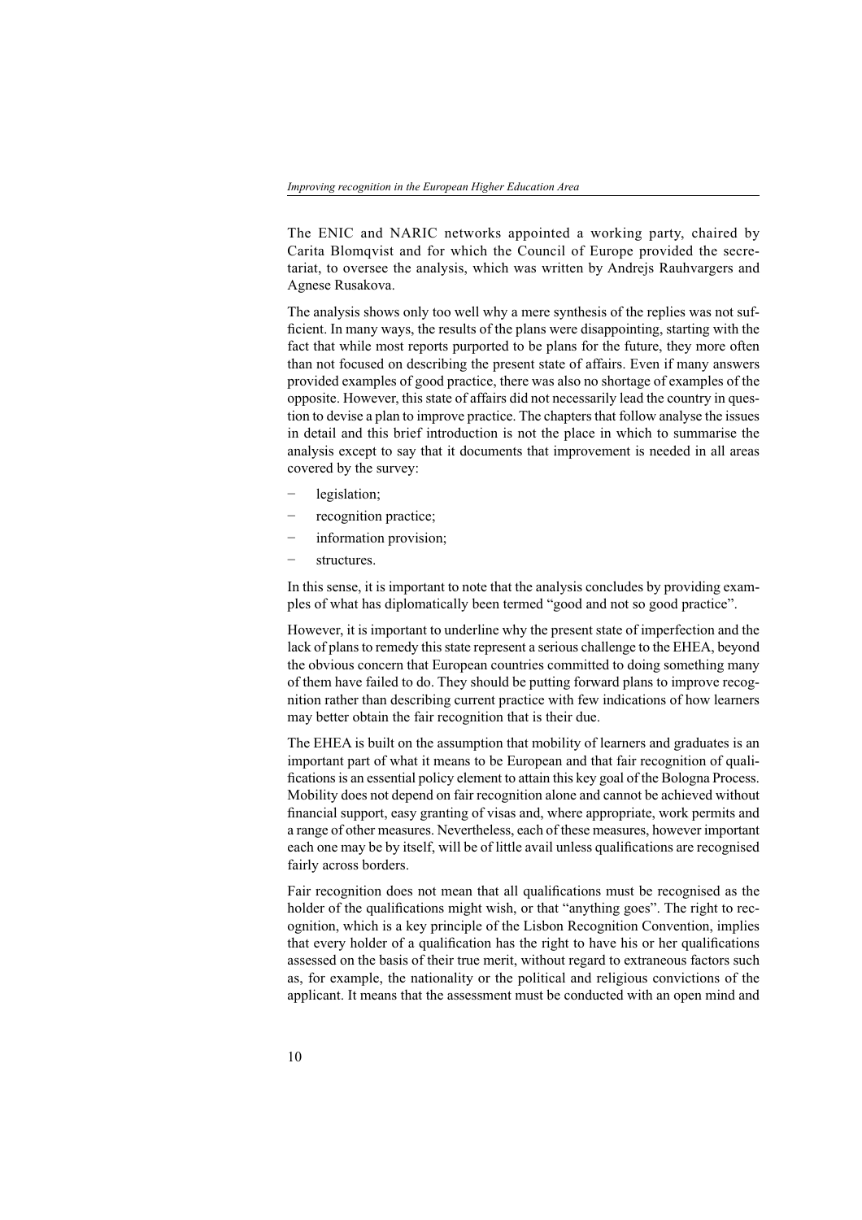The ENIC and NARIC networks appointed a working party, chaired by Carita Blomqvist and for which the Council of Europe provided the secretariat, to oversee the analysis, which was written by Andrejs Rauhvargers and Agnese Rusakova.

The analysis shows only too well why a mere synthesis of the replies was not sufficient. In many ways, the results of the plans were disappointing, starting with the fact that while most reports purported to be plans for the future, they more often than not focused on describing the present state of affairs. Even if many answers provided examples of good practice, there was also no shortage of examples of the opposite. However, this state of affairs did not necessarily lead the country in question to devise a plan to improve practice. The chapters that follow analyse the issues in detail and this brief introduction is not the place in which to summarise the analysis except to say that it documents that improvement is needed in all areas covered by the survey:

- legislation;
- recognition practice;
- information provision;
- structures.

In this sense, it is important to note that the analysis concludes by providing examples of what has diplomatically been termed "good and not so good practice".

However, it is important to underline why the present state of imperfection and the lack of plans to remedy this state represent a serious challenge to the EHEA, beyond the obvious concern that European countries committed to doing something many of them have failed to do. They should be putting forward plans to improve recognition rather than describing current practice with few indications of how learners may better obtain the fair recognition that is their due.

The EHEA is built on the assumption that mobility of learners and graduates is an important part of what it means to be European and that fair recognition of qualifications is an essential policy element to attain this key goal of the Bologna Process. Mobility does not depend on fair recognition alone and cannot be achieved without financial support, easy granting of visas and, where appropriate, work permits and a range of other measures. Nevertheless, each of these measures, however important each one may be by itself, will be of little avail unless qualifications are recognised fairly across borders.

Fair recognition does not mean that all qualifications must be recognised as the holder of the qualifications might wish, or that "anything goes". The right to recognition, which is a key principle of the Lisbon Recognition Convention, implies that every holder of a qualification has the right to have his or her qualifications assessed on the basis of their true merit, without regard to extraneous factors such as, for example, the nationality or the political and religious convictions of the applicant. It means that the assessment must be conducted with an open mind and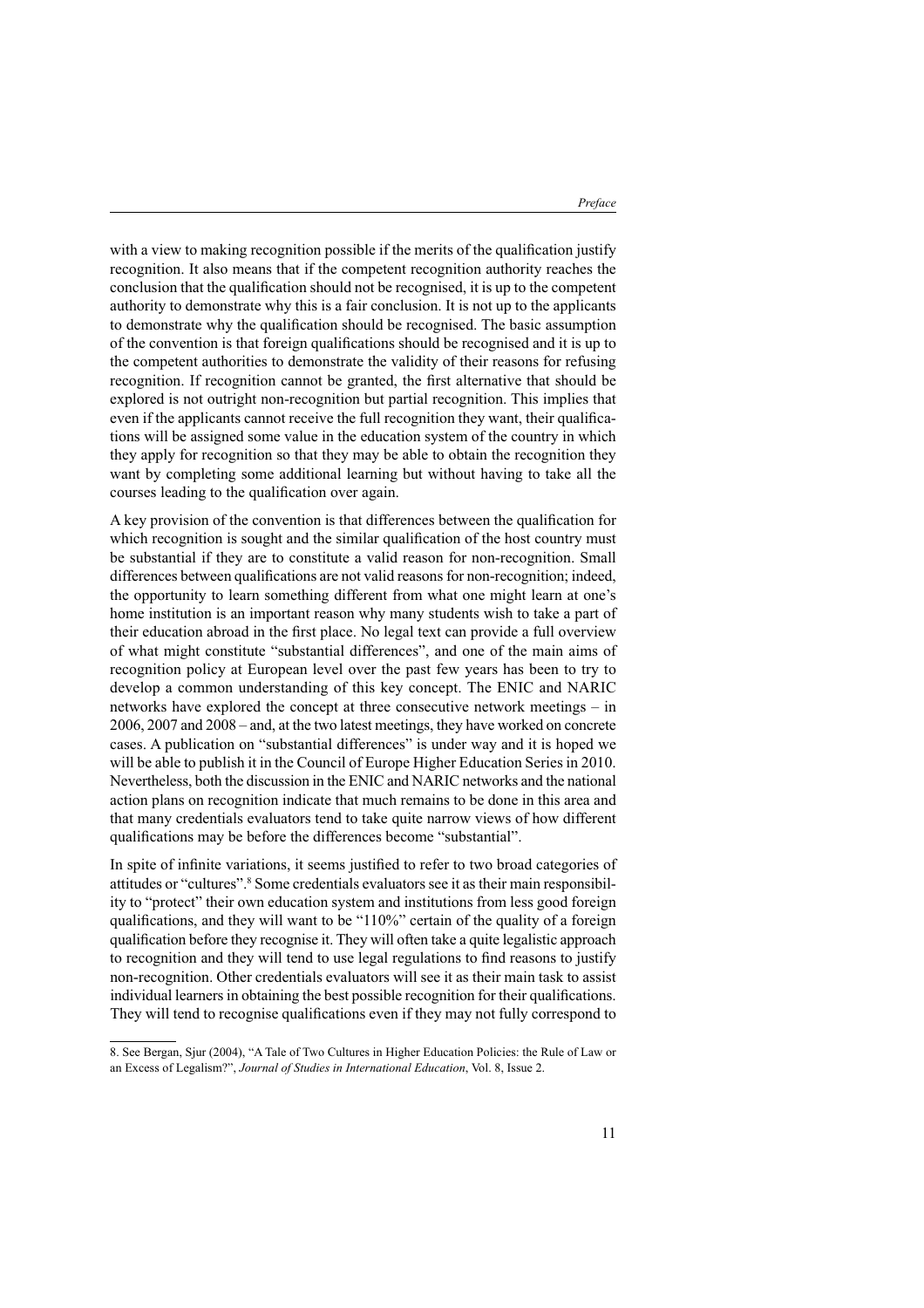with a view to making recognition possible if the merits of the qualification justify recognition. It also means that if the competent recognition authority reaches the conclusion that the qualification should not be recognised, it is up to the competent authority to demonstrate why this is a fair conclusion. It is not up to the applicants to demonstrate why the qualification should be recognised. The basic assumption of the convention is that foreign qualifications should be recognised and it is up to the competent authorities to demonstrate the validity of their reasons for refusing recognition. If recognition cannot be granted, the first alternative that should be explored is not outright non-recognition but partial recognition. This implies that even if the applicants cannot receive the full recognition they want, their qualifications will be assigned some value in the education system of the country in which they apply for recognition so that they may be able to obtain the recognition they want by completing some additional learning but without having to take all the courses leading to the qualification over again.

A key provision of the convention is that differences between the qualification for which recognition is sought and the similar qualification of the host country must be substantial if they are to constitute a valid reason for non-recognition. Small differences between qualifications are not valid reasons for non-recognition; indeed, the opportunity to learn something different from what one might learn at one's home institution is an important reason why many students wish to take a part of their education abroad in the first place. No legal text can provide a full overview of what might constitute "substantial differences", and one of the main aims of recognition policy at European level over the past few years has been to try to develop a common understanding of this key concept. The ENIC and NARIC networks have explored the concept at three consecutive network meetings – in 2006, 2007 and 2008 – and, at the two latest meetings, they have worked on concrete cases. A publication on "substantial differences" is under way and it is hoped we will be able to publish it in the Council of Europe Higher Education Series in 2010. Nevertheless, both the discussion in the ENIC and NARIC networks and the national action plans on recognition indicate that much remains to be done in this area and that many credentials evaluators tend to take quite narrow views of how different qualifications may be before the differences become "substantial".

In spite of infinite variations, it seems justified to refer to two broad categories of attitudes or "cultures".[8] Some credentials evaluators see it as their main responsibility to "protect" their own education system and institutions from less good foreign qualifications, and they will want to be "110%" certain of the quality of a foreign qualification before they recognise it. They will often take a quite legalistic approach to recognition and they will tend to use legal regulations to find reasons to justify non-recognition. Other credentials evaluators will see it as their main task to assist individual learners in obtaining the best possible recognition for their qualifications. They will tend to recognise qualifications even if they may not fully correspond to

8. See Bergan, Sjur (2004), "A Tale of Two Cultures in Higher Education Policies: the Rule of Law or an Excess of Legalism?", *Journal of Studies in International Education*, Vol. 8, Issue 2.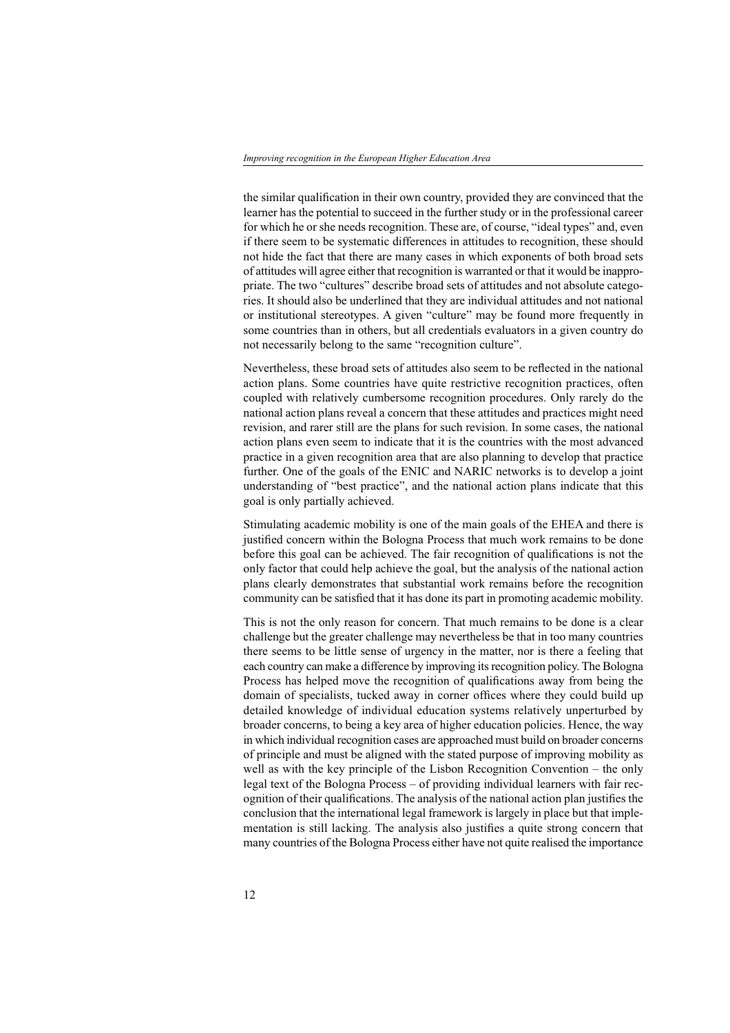the similar qualification in their own country, provided they are convinced that the learner has the potential to succeed in the further study or in the professional career for which he or she needs recognition. These are, of course, "ideal types" and, even if there seem to be systematic differences in attitudes to recognition, these should not hide the fact that there are many cases in which exponents of both broad sets of attitudes will agree either that recognition is warranted or that it would be inappropriate. The two "cultures" describe broad sets of attitudes and not absolute categories. It should also be underlined that they are individual attitudes and not national or institutional stereotypes. A given "culture" may be found more frequently in some countries than in others, but all credentials evaluators in a given country do not necessarily belong to the same "recognition culture".

Nevertheless, these broad sets of attitudes also seem to be reflected in the national action plans. Some countries have quite restrictive recognition practices, often coupled with relatively cumbersome recognition procedures. Only rarely do the national action plans reveal a concern that these attitudes and practices might need revision, and rarer still are the plans for such revision. In some cases, the national action plans even seem to indicate that it is the countries with the most advanced practice in a given recognition area that are also planning to develop that practice further. One of the goals of the ENIC and NARIC networks is to develop a joint understanding of "best practice", and the national action plans indicate that this goal is only partially achieved.

Stimulating academic mobility is one of the main goals of the EHEA and there is justified concern within the Bologna Process that much work remains to be done before this goal can be achieved. The fair recognition of qualifications is not the only factor that could help achieve the goal, but the analysis of the national action plans clearly demonstrates that substantial work remains before the recognition community can be satisfied that it has done its part in promoting academic mobility.

This is not the only reason for concern. That much remains to be done is a clear challenge but the greater challenge may nevertheless be that in too many countries there seems to be little sense of urgency in the matter, nor is there a feeling that each country can make a difference by improving its recognition policy. The Bologna Process has helped move the recognition of qualifications away from being the domain of specialists, tucked away in corner offices where they could build up detailed knowledge of individual education systems relatively unperturbed by broader concerns, to being a key area of higher education policies. Hence, the way in which individual recognition cases are approached must build on broader concerns of principle and must be aligned with the stated purpose of improving mobility as well as with the key principle of the Lisbon Recognition Convention – the only legal text of the Bologna Process – of providing individual learners with fair recognition of their qualifications. The analysis of the national action plan justifies the conclusion that the international legal framework is largely in place but that implementation is still lacking. The analysis also justifies a quite strong concern that many countries of the Bologna Process either have not quite realised the importance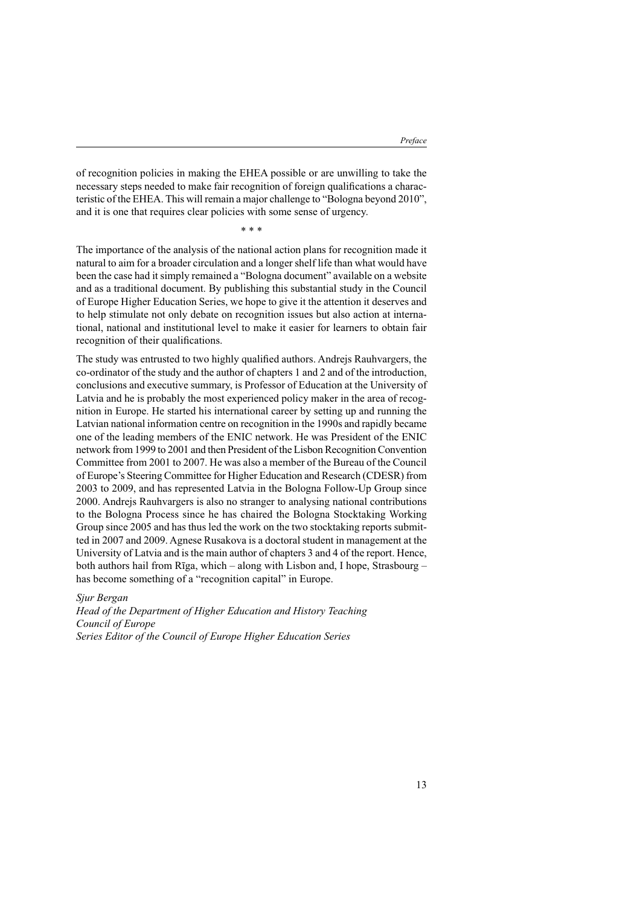of recognition policies in making the EHEA possible or are unwilling to take the necessary steps needed to make fair recognition of foreign qualifications a characteristic of the EHEA. This will remain a major challenge to "Bologna beyond 2010", and it is one that requires clear policies with some sense of urgency.

\* \* \*

The importance of the analysis of the national action plans for recognition made it natural to aim for a broader circulation and a longer shelf life than what would have been the case had it simply remained a "Bologna document" available on a website and as a traditional document. By publishing this substantial study in the Council of Europe Higher Education Series, we hope to give it the attention it deserves and to help stimulate not only debate on recognition issues but also action at international, national and institutional level to make it easier for learners to obtain fair recognition of their qualifications.

The study was entrusted to two highly qualified authors. Andrejs Rauhvargers, the co-ordinator of the study and the author of chapters 1 and 2 and of the introduction, conclusions and executive summary, is Professor of Education at the University of Latvia and he is probably the most experienced policy maker in the area of recognition in Europe. He started his international career by setting up and running the Latvian national information centre on recognition in the 1990s and rapidly became one of the leading members of the ENIC network. He was President of the ENIC network from 1999 to 2001 and then President of the Lisbon Recognition Convention Committee from 2001 to 2007. He was also a member of the Bureau of the Council of Europe's Steering Committee for Higher Education and Research (CDESR) from 2003 to 2009, and has represented Latvia in the Bologna Follow-Up Group since 2000. Andrejs Rauhvargers is also no stranger to analysing national contributions to the Bologna Process since he has chaired the Bologna Stocktaking Working Group since 2005 and has thus led the work on the two stocktaking reports submitted in 2007 and 2009. Agnese Rusakova is a doctoral student in management at the University of Latvia and is the main author of chapters 3 and 4 of the report. Hence, both authors hail from Rīga, which – along with Lisbon and, I hope, Strasbourg – has become something of a "recognition capital" in Europe.

*Sjur Bergan*
*Head of the Department of Higher Education and History Teaching*
*Council of Europe*
*Series Editor of the Council of Europe Higher Education Series*